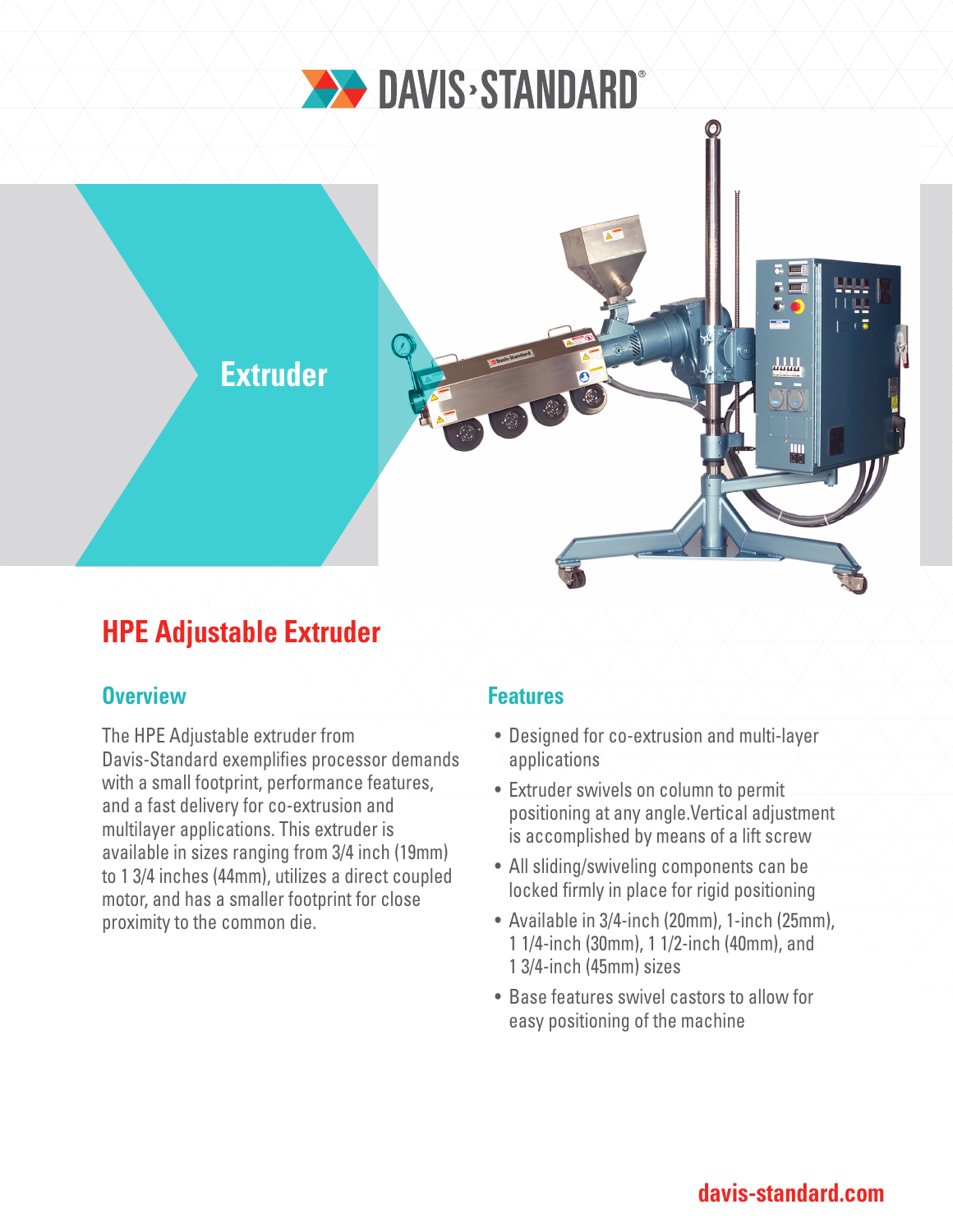# DAVIS-STANDARD

Extruder

## HPE Adjustable Extruder

### Overview

The HPE Adjustable extruder from Davis-Standard exemplifies processor demands with a small footprint, performance features, and a fast delivery for co-extrusion and multilayer applications. This extruder is available in sizes ranging from 3/4 inch (19mm) to 1 3/4 inches (44mm), utilizes a direct coupled motor, and has a smaller footprint for close proximity to the common die.

### Features

- Designed for co-extrusion and multi-layer applications
- Extruder swivels on column to permit positioning at any angle.Vertical adjustment is accomplished by means of a lift screw
- All sliding/swiveling components can be locked firmly in place for rigid positioning
- Available in 3/4-inch (20mm), 1-inch (25mm), 1 1/4-inch (30mm), 1 1/2-inch (40mm), and 1 3/4-inch (45mm) sizes
- Base features swivel castors to allow for easy positioning of the machine

davis-standard.com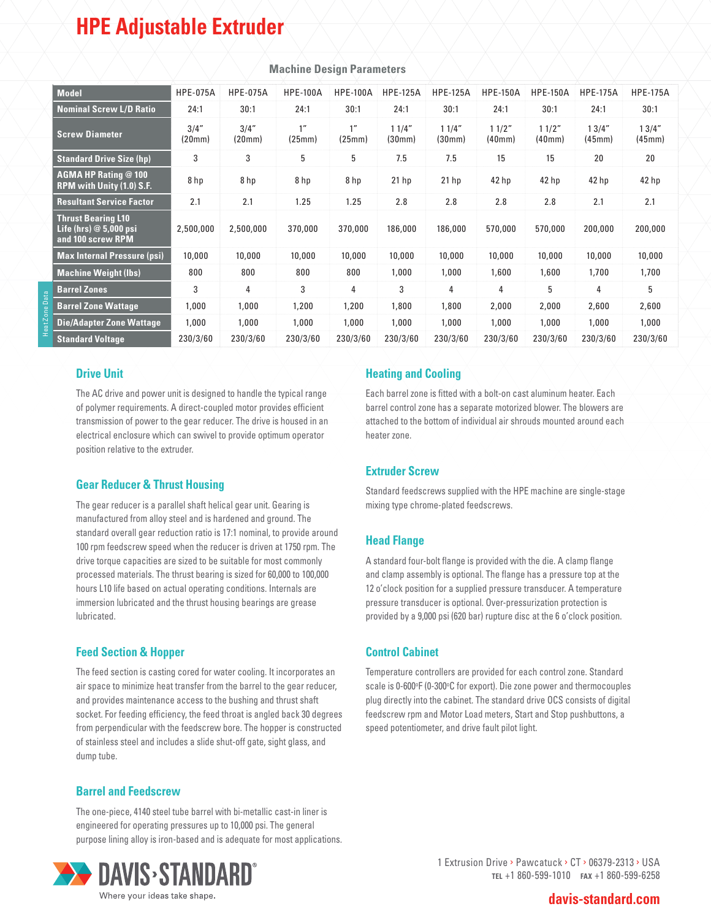# HPE Adjustable Extruder

## Machine Design Parameters

| Model | HPE-075A | HPE-075A | HPE-100A | HPE-100A | HPE-125A | HPE-125A | HPE-150A | HPE-150A | HPE-175A | HPE-175A |
|---|---|---|---|---|---|---|---|---|---|---|
| Nominal Screw L/D Ratio | 24:1 | 30:1 | 24:1 | 30:1 | 24:1 | 30:1 | 24:1 | 30:1 | 24:1 | 30:1 |
| Screw Diameter | 3/4″ (20mm) | 3/4″ (20mm) | 1″ (25mm) | 1″ (25mm) | 1 1/4″ (30mm) | 1 1/4″ (30mm) | 1 1/2″ (40mm) | 1 1/2″ (40mm) | 1 3/4″ (45mm) | 1 3/4″ (45mm) |
| Standard Drive Size (hp) | 3 | 3 | 5 | 5 | 7.5 | 7.5 | 15 | 15 | 20 | 20 |
| AGMA HP Rating @ 100 RPM with Unity (1.0) S.F. | 8 hp | 8 hp | 8 hp | 8 hp | 21 hp | 21 hp | 42 hp | 42 hp | 42 hp | 42 hp |
| Resultant Service Factor | 2.1 | 2.1 | 1.25 | 1.25 | 2.8 | 2.8 | 2.8 | 2.8 | 2.1 | 2.1 |
| Thrust Bearing L10 Life (hrs) @ 5,000 psi and 100 screw RPM | 2,500,000 | 2,500,000 | 370,000 | 370,000 | 186,000 | 186,000 | 570,000 | 570,000 | 200,000 | 200,000 |
| Max Internal Pressure (psi) | 10,000 | 10,000 | 10,000 | 10,000 | 10,000 | 10,000 | 10,000 | 10,000 | 10,000 | 10,000 |
| Machine Weight (lbs) | 800 | 800 | 800 | 800 | 1,000 | 1,000 | 1,600 | 1,600 | 1,700 | 1,700 |
| Heat Zone Data: Barrel Zones | 3 | 4 | 3 | 4 | 3 | 4 | 4 | 5 | 4 | 5 |
| Heat Zone Data: Barrel Zone Wattage | 1,000 | 1,000 | 1,200 | 1,200 | 1,800 | 1,800 | 2,000 | 2,000 | 2,600 | 2,600 |
| Heat Zone Data: Die/Adapter Zone Wattage | 1,000 | 1,000 | 1,000 | 1,000 | 1,000 | 1,000 | 1,000 | 1,000 | 1,000 | 1,000 |
| Heat Zone Data: Standard Voltage | 230/3/60 | 230/3/60 | 230/3/60 | 230/3/60 | 230/3/60 | 230/3/60 | 230/3/60 | 230/3/60 | 230/3/60 | 230/3/60 |

### Drive Unit

The AC drive and power unit is designed to handle the typical range of polymer requirements. A direct-coupled motor provides efficient transmission of power to the gear reducer. The drive is housed in an electrical enclosure which can swivel to provide optimum operator position relative to the extruder.

### Gear Reducer & Thrust Housing

The gear reducer is a parallel shaft helical gear unit. Gearing is manufactured from alloy steel and is hardened and ground. The standard overall gear reduction ratio is 17:1 nominal, to provide around 100 rpm feedscrew speed when the reducer is driven at 1750 rpm. The drive torque capacities are sized to be suitable for most commonly processed materials. The thrust bearing is sized for 60,000 to 100,000 hours L10 life based on actual operating conditions. Internals are immersion lubricated and the thrust housing bearings are grease lubricated.

### Feed Section & Hopper

The feed section is casting cored for water cooling. It incorporates an air space to minimize heat transfer from the barrel to the gear reducer, and provides maintenance access to the bushing and thrust shaft socket. For feeding efficiency, the feed throat is angled back 30 degrees from perpendicular with the feedscrew bore. The hopper is constructed of stainless steel and includes a slide shut-off gate, sight glass, and dump tube.

### Barrel and Feedscrew

The one-piece, 4140 steel tube barrel with bi-metallic cast-in liner is engineered for operating pressures up to 10,000 psi. The general purpose lining alloy is iron-based and is adequate for most applications.

### Heating and Cooling

Each barrel zone is fitted with a bolt-on cast aluminum heater. Each barrel control zone has a separate motorized blower. The blowers are attached to the bottom of individual air shrouds mounted around each heater zone.

### Extruder Screw

Standard feedscrews supplied with the HPE machine are single-stage mixing type chrome-plated feedscrews.

### Head Flange

A standard four-bolt flange is provided with the die. A clamp flange and clamp assembly is optional. The flange has a pressure top at the 12 o'clock position for a supplied pressure transducer. A temperature pressure transducer is optional. Over-pressurization protection is provided by a 9,000 psi (620 bar) rupture disc at the 6 o'clock position.

### Control Cabinet

Temperature controllers are provided for each control zone. Standard scale is 0-600°F (0-300°C for export). Die zone power and thermocouples plug directly into the cabinet. The standard drive OCS consists of digital feedscrew rpm and Motor Load meters, Start and Stop pushbuttons, a speed potentiometer, and drive fault pilot light.

DAVIS›STANDARD®
Where your ideas take shape.

1 Extrusion Drive › Pawcatuck › CT › 06379-2313 › USA
TEL +1 860-599-1010 FAX +1 860-599-6258

davis-standard.com